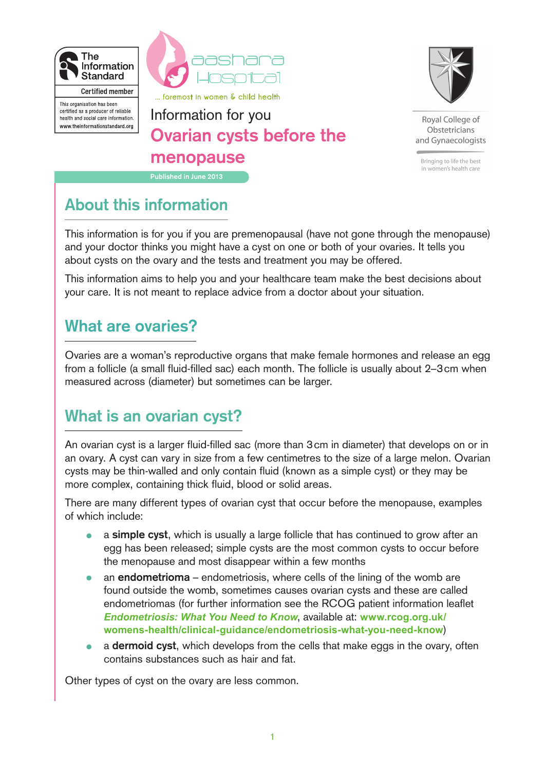The Information Standard

Certified member

This organisation has been certified as a producer of reliable health and social care information.
www.theinformationstandard.org

aashara Hospital

... foremost in women & child health

Royal College of Obstetricians and Gynaecologists

Bringing to life the best in women's health care

Information for you

# Ovarian cysts before the menopause

Published in June 2013

## About this information

This information is for you if you are premenopausal (have not gone through the menopause) and your doctor thinks you might have a cyst on one or both of your ovaries. It tells you about cysts on the ovary and the tests and treatment you may be offered.

This information aims to help you and your healthcare team make the best decisions about your care. It is not meant to replace advice from a doctor about your situation.

## What are ovaries?

Ovaries are a woman's reproductive organs that make female hormones and release an egg from a follicle (a small fluid-filled sac) each month. The follicle is usually about 2–3 cm when measured across (diameter) but sometimes can be larger.

## What is an ovarian cyst?

An ovarian cyst is a larger fluid-filled sac (more than 3 cm in diameter) that develops on or in an ovary. A cyst can vary in size from a few centimetres to the size of a large melon. Ovarian cysts may be thin-walled and only contain fluid (known as a simple cyst) or they may be more complex, containing thick fluid, blood or solid areas.

There are many different types of ovarian cyst that occur before the menopause, examples of which include:

- a **simple cyst**, which is usually a large follicle that has continued to grow after an egg has been released; simple cysts are the most common cysts to occur before the menopause and most disappear within a few months
- an **endometrioma** – endometriosis, where cells of the lining of the womb are found outside the womb, sometimes causes ovarian cysts and these are called endometriomas (for further information see the RCOG patient information leaflet ***Endometriosis: What You Need to Know***, available at: **www.rcog.org.uk/womens-health/clinical-guidance/endometriosis-what-you-need-know**)
- a **dermoid cyst**, which develops from the cells that make eggs in the ovary, often contains substances such as hair and fat.

Other types of cyst on the ovary are less common.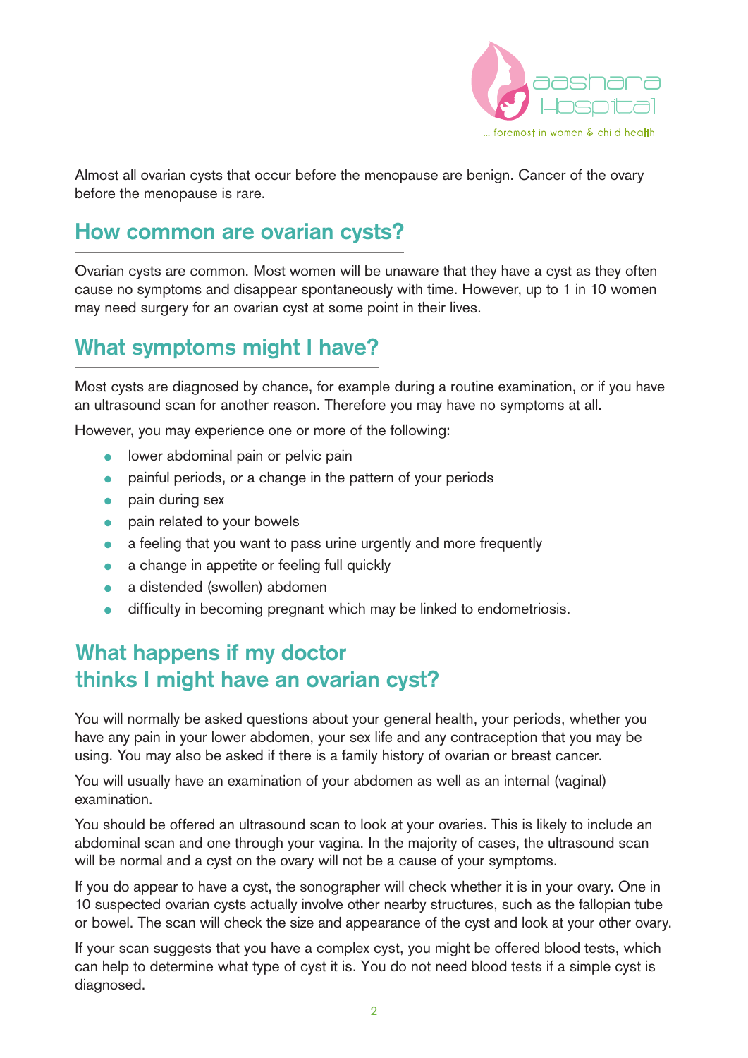Almost all ovarian cysts that occur before the menopause are benign. Cancer of the ovary before the menopause is rare.

## How common are ovarian cysts?

Ovarian cysts are common. Most women will be unaware that they have a cyst as they often cause no symptoms and disappear spontaneously with time. However, up to 1 in 10 women may need surgery for an ovarian cyst at some point in their lives.

## What symptoms might I have?

Most cysts are diagnosed by chance, for example during a routine examination, or if you have an ultrasound scan for another reason. Therefore you may have no symptoms at all.

However, you may experience one or more of the following:

- lower abdominal pain or pelvic pain
- painful periods, or a change in the pattern of your periods
- pain during sex
- pain related to your bowels
- a feeling that you want to pass urine urgently and more frequently
- a change in appetite or feeling full quickly
- a distended (swollen) abdomen
- difficulty in becoming pregnant which may be linked to endometriosis.

## What happens if my doctor thinks I might have an ovarian cyst?

You will normally be asked questions about your general health, your periods, whether you have any pain in your lower abdomen, your sex life and any contraception that you may be using. You may also be asked if there is a family history of ovarian or breast cancer.

You will usually have an examination of your abdomen as well as an internal (vaginal) examination.

You should be offered an ultrasound scan to look at your ovaries. This is likely to include an abdominal scan and one through your vagina. In the majority of cases, the ultrasound scan will be normal and a cyst on the ovary will not be a cause of your symptoms.

If you do appear to have a cyst, the sonographer will check whether it is in your ovary. One in 10 suspected ovarian cysts actually involve other nearby structures, such as the fallopian tube or bowel. The scan will check the size and appearance of the cyst and look at your other ovary.

If your scan suggests that you have a complex cyst, you might be offered blood tests, which can help to determine what type of cyst it is. You do not need blood tests if a simple cyst is diagnosed.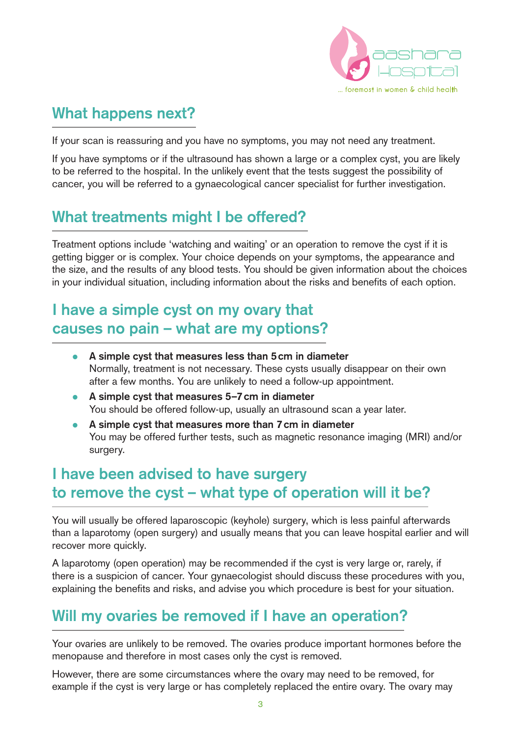## What happens next?

If your scan is reassuring and you have no symptoms, you may not need any treatment.

If you have symptoms or if the ultrasound has shown a large or a complex cyst, you are likely to be referred to the hospital. In the unlikely event that the tests suggest the possibility of cancer, you will be referred to a gynaecological cancer specialist for further investigation.

## What treatments might I be offered?

Treatment options include 'watching and waiting' or an operation to remove the cyst if it is getting bigger or is complex. Your choice depends on your symptoms, the appearance and the size, and the results of any blood tests. You should be given information about the choices in your individual situation, including information about the risks and benefits of each option.

## I have a simple cyst on my ovary that causes no pain – what are my options?

- **A simple cyst that measures less than 5 cm in diameter**
  Normally, treatment is not necessary. These cysts usually disappear on their own after a few months. You are unlikely to need a follow-up appointment.
- **A simple cyst that measures 5–7 cm in diameter**
  You should be offered follow-up, usually an ultrasound scan a year later.
- **A simple cyst that measures more than 7 cm in diameter**
  You may be offered further tests, such as magnetic resonance imaging (MRI) and/or surgery.

## I have been advised to have surgery to remove the cyst – what type of operation will it be?

You will usually be offered laparoscopic (keyhole) surgery, which is less painful afterwards than a laparotomy (open surgery) and usually means that you can leave hospital earlier and will recover more quickly.

A laparotomy (open operation) may be recommended if the cyst is very large or, rarely, if there is a suspicion of cancer. Your gynaecologist should discuss these procedures with you, explaining the benefits and risks, and advise you which procedure is best for your situation.

## Will my ovaries be removed if I have an operation?

Your ovaries are unlikely to be removed. The ovaries produce important hormones before the menopause and therefore in most cases only the cyst is removed.

However, there are some circumstances where the ovary may need to be removed, for example if the cyst is very large or has completely replaced the entire ovary. The ovary may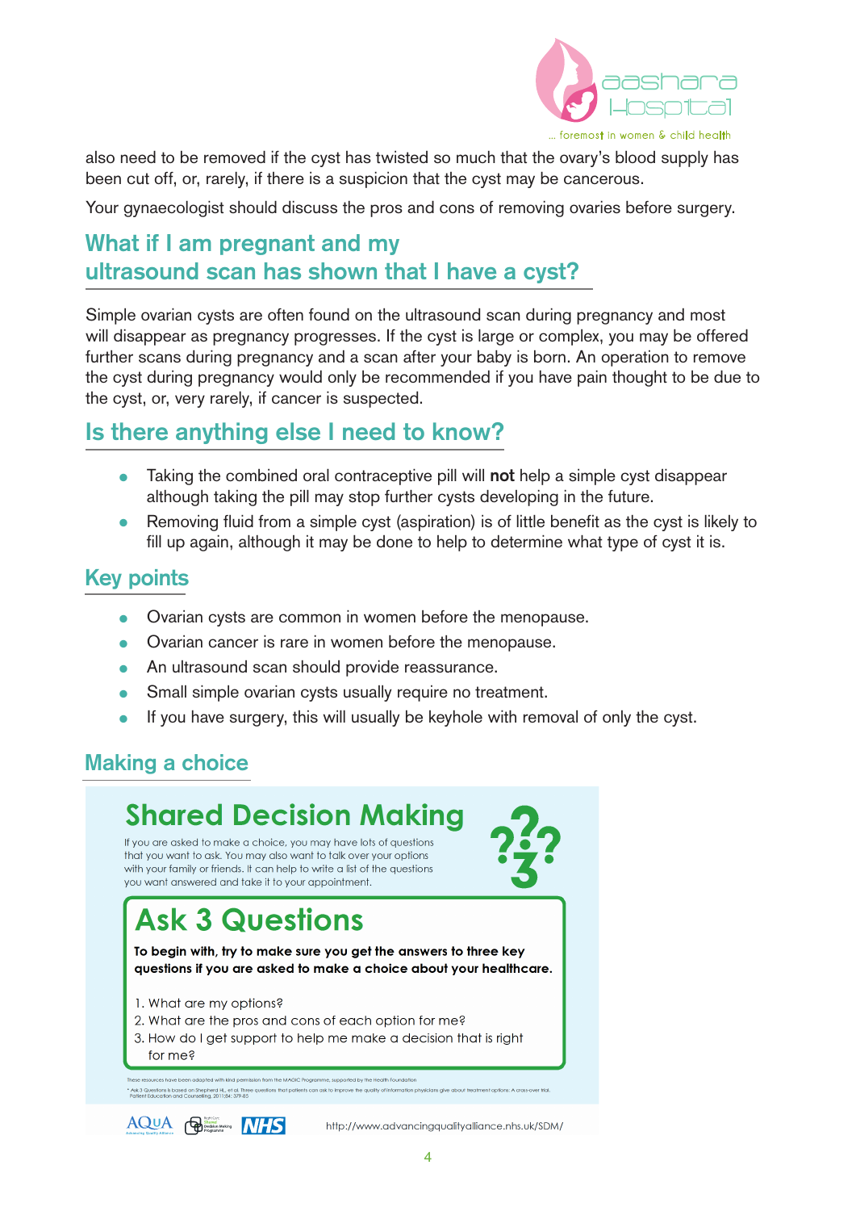also need to be removed if the cyst has twisted so much that the ovary's blood supply has been cut off, or, rarely, if there is a suspicion that the cyst may be cancerous.

Your gynaecologist should discuss the pros and cons of removing ovaries before surgery.

## What if I am pregnant and my ultrasound scan has shown that I have a cyst?

Simple ovarian cysts are often found on the ultrasound scan during pregnancy and most will disappear as pregnancy progresses. If the cyst is large or complex, you may be offered further scans during pregnancy and a scan after your baby is born. An operation to remove the cyst during pregnancy would only be recommended if you have pain thought to be due to the cyst, or, very rarely, if cancer is suspected.

## Is there anything else I need to know?

- Taking the combined oral contraceptive pill will **not** help a simple cyst disappear although taking the pill may stop further cysts developing in the future.
- Removing fluid from a simple cyst (aspiration) is of little benefit as the cyst is likely to fill up again, although it may be done to help to determine what type of cyst it is.

## Key points

- Ovarian cysts are common in women before the menopause.
- Ovarian cancer is rare in women before the menopause.
- An ultrasound scan should provide reassurance.
- Small simple ovarian cysts usually require no treatment.
- If you have surgery, this will usually be keyhole with removal of only the cyst.

## Making a choice

### Shared Decision Making

If you are asked to make a choice, you may have lots of questions that you want to ask. You may also want to talk over your options with your family or friends. It can help to write a list of the questions you want answered and take it to your appointment.

### Ask 3 Questions

**To begin with, try to make sure you get the answers to three key questions if you are asked to make a choice about your healthcare.**

1. What are my options?
2. What are the pros and cons of each option for me?
3. How do I get support to help me make a decision that is right for me?

These resources have been adapted with kind permission from the MAGIC Programme, supported by the Health Foundation

* Ask 3 Questions is based on Shepherd HL, et al. Three questions that patients can ask to improve the quality of information physicians give about treatment options: A cross-over trial. Patient Education and Counselling, 2011;84: 379-85

AQuA NHS http://www.advancingqualityalliance.nhs.uk/SDM/